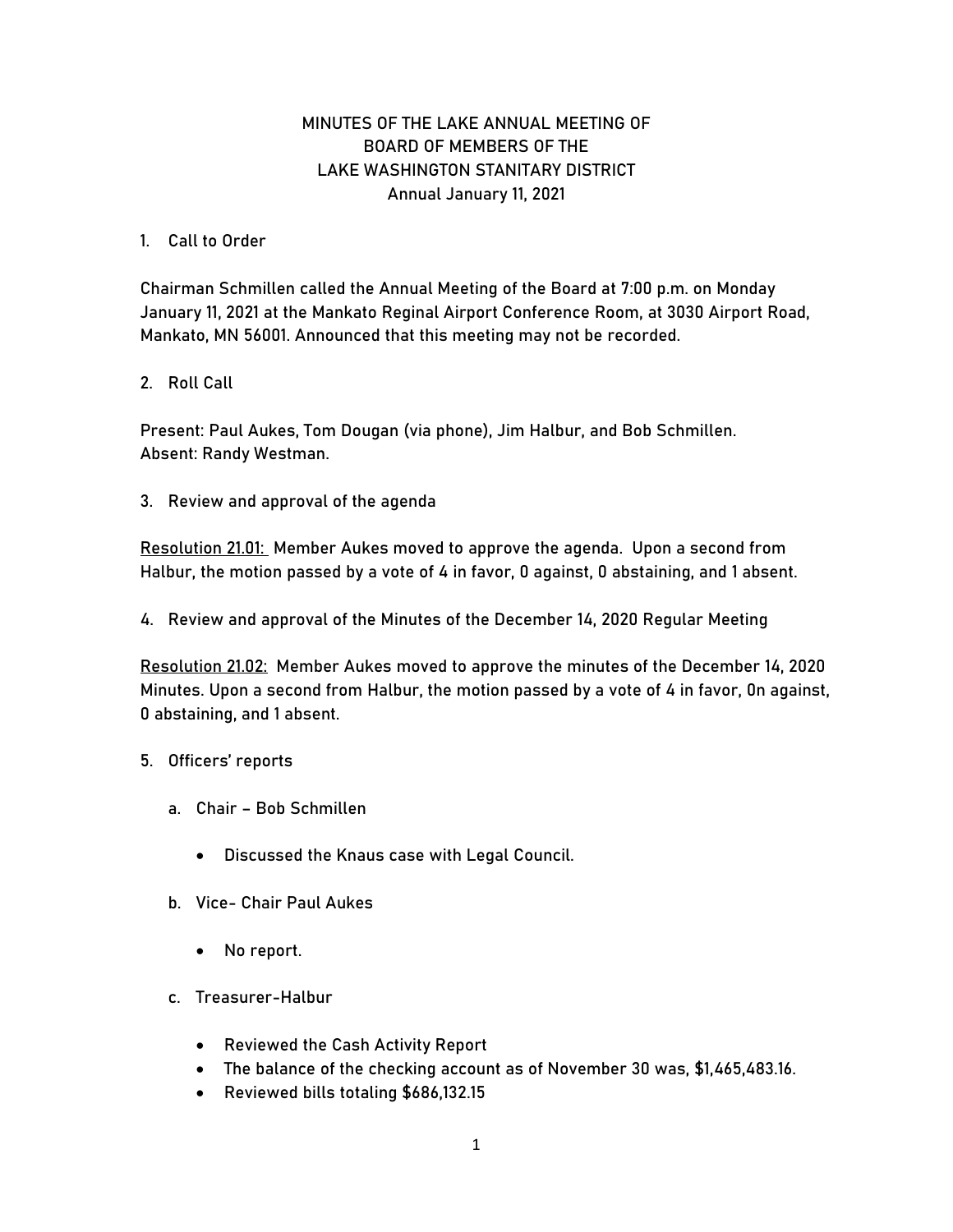# MINUTES OF THE LAKE ANNUAL MEETING OF BOARD OF MEMBERS OF THE LAKE WASHINGTON STANITARY DISTRICT

Annual January 11, 2021

1. Call to Order

Chairman Schmillen called the Annual Meeting of the Board at 7:00 p.m. on Monday January 11, 2021 at the Mankato Reginal Airport Conference Room, at 3030 Airport Road, Mankato, MN 56001. Announced that this meeting may not be recorded.

2. Roll Call

Present: Paul Aukes, Tom Dougan (via phone), Jim Halbur, and Bob Schmillen.
Absent: Randy Westman.

3. Review and approval of the agenda

Resolution 21.01: Member Aukes moved to approve the agenda. Upon a second from Halbur, the motion passed by a vote of 4 in favor, 0 against, 0 abstaining, and 1 absent.

4. Review and approval of the Minutes of the December 14, 2020 Regular Meeting

Resolution 21.02: Member Aukes moved to approve the minutes of the December 14, 2020 Minutes. Upon a second from Halbur, the motion passed by a vote of 4 in favor, 0n against, 0 abstaining, and 1 absent.

5. Officers' reports

   a. Chair – Bob Schmillen

      - Discussed the Knaus case with Legal Council.

   b. Vice- Chair Paul Aukes

      - No report.

   c. Treasurer-Halbur

      - Reviewed the Cash Activity Report
      - The balance of the checking account as of November 30 was, $1,465,483.16.
      - Reviewed bills totaling $686,132.15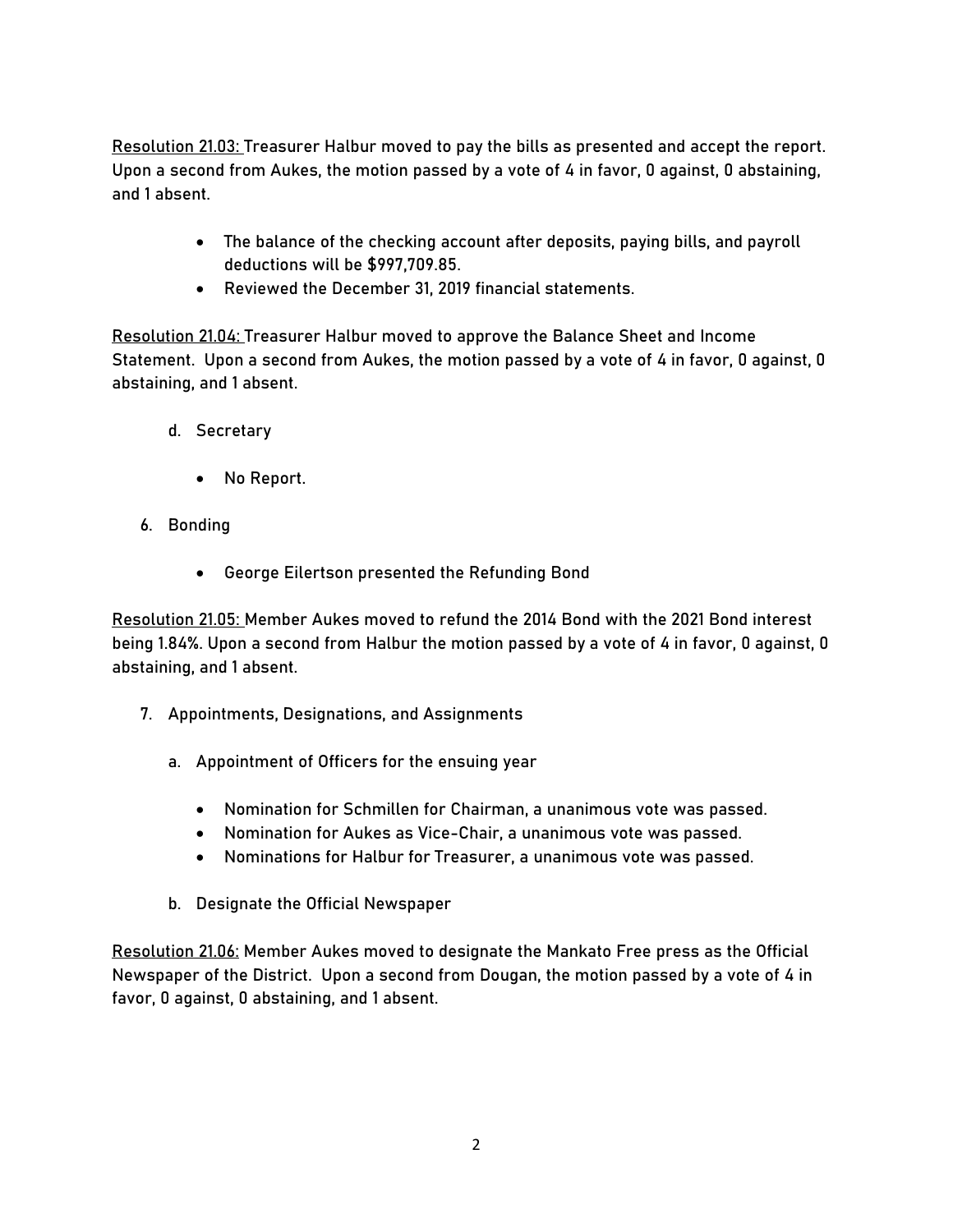<u>Resolution 21.03:</u> Treasurer Halbur moved to pay the bills as presented and accept the report. Upon a second from Aukes, the motion passed by a vote of 4 in favor, 0 against, 0 abstaining, and 1 absent.

- The balance of the checking account after deposits, paying bills, and payroll deductions will be $997,709.85.
- Reviewed the December 31, 2019 financial statements.

<u>Resolution 21.04:</u> Treasurer Halbur moved to approve the Balance Sheet and Income Statement. Upon a second from Aukes, the motion passed by a vote of 4 in favor, 0 against, 0 abstaining, and 1 absent.

d. Secretary

- No Report.

6. Bonding

- George Eilertson presented the Refunding Bond

<u>Resolution 21.05:</u> Member Aukes moved to refund the 2014 Bond with the 2021 Bond interest being 1.84%. Upon a second from Halbur the motion passed by a vote of 4 in favor, 0 against, 0 abstaining, and 1 absent.

7. Appointments, Designations, and Assignments

a. Appointment of Officers for the ensuing year

- Nomination for Schmillen for Chairman, a unanimous vote was passed.
- Nomination for Aukes as Vice-Chair, a unanimous vote was passed.
- Nominations for Halbur for Treasurer, a unanimous vote was passed.

b. Designate the Official Newspaper

<u>Resolution 21.06:</u> Member Aukes moved to designate the Mankato Free press as the Official Newspaper of the District. Upon a second from Dougan, the motion passed by a vote of 4 in favor, 0 against, 0 abstaining, and 1 absent.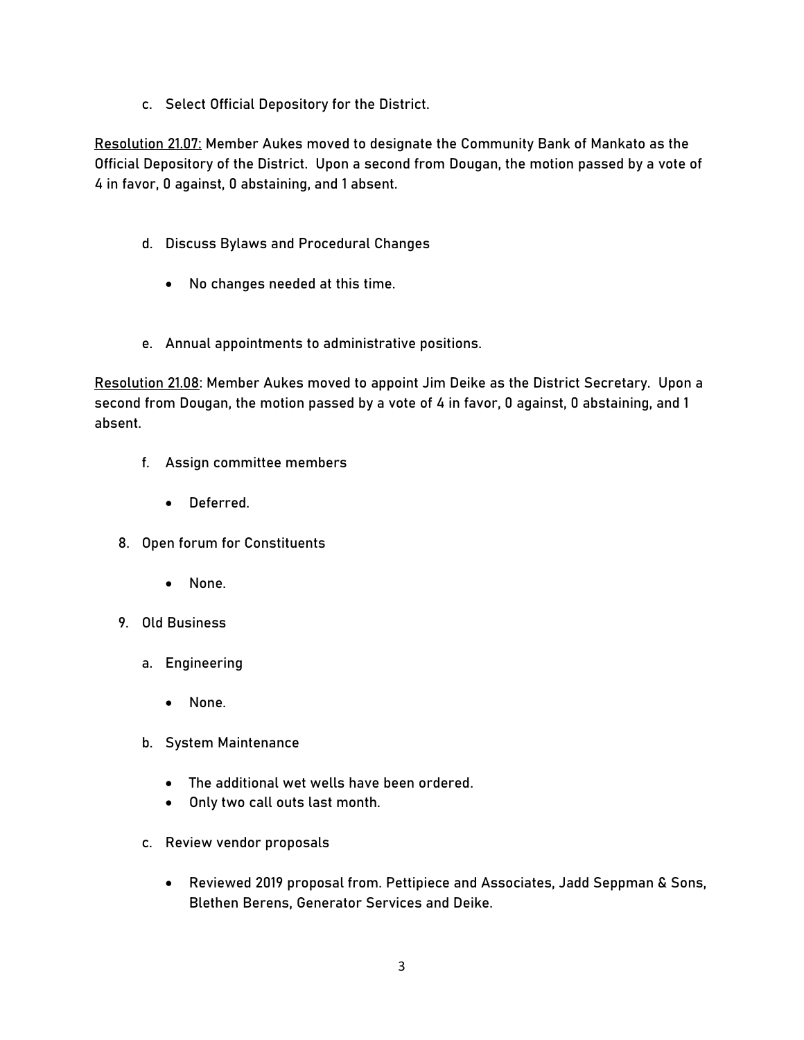c. Select Official Depository for the District.

Resolution 21.07: Member Aukes moved to designate the Community Bank of Mankato as the Official Depository of the District. Upon a second from Dougan, the motion passed by a vote of 4 in favor, 0 against, 0 abstaining, and 1 absent.

d. Discuss Bylaws and Procedural Changes

- No changes needed at this time.

e. Annual appointments to administrative positions.

Resolution 21.08: Member Aukes moved to appoint Jim Deike as the District Secretary. Upon a second from Dougan, the motion passed by a vote of 4 in favor, 0 against, 0 abstaining, and 1 absent.

f. Assign committee members

- Deferred.

8. Open forum for Constituents

- None.

9. Old Business

a. Engineering

- None.

b. System Maintenance

- The additional wet wells have been ordered.
- Only two call outs last month.

c. Review vendor proposals

- Reviewed 2019 proposal from. Pettipiece and Associates, Jadd Seppman & Sons, Blethen Berens, Generator Services and Deike.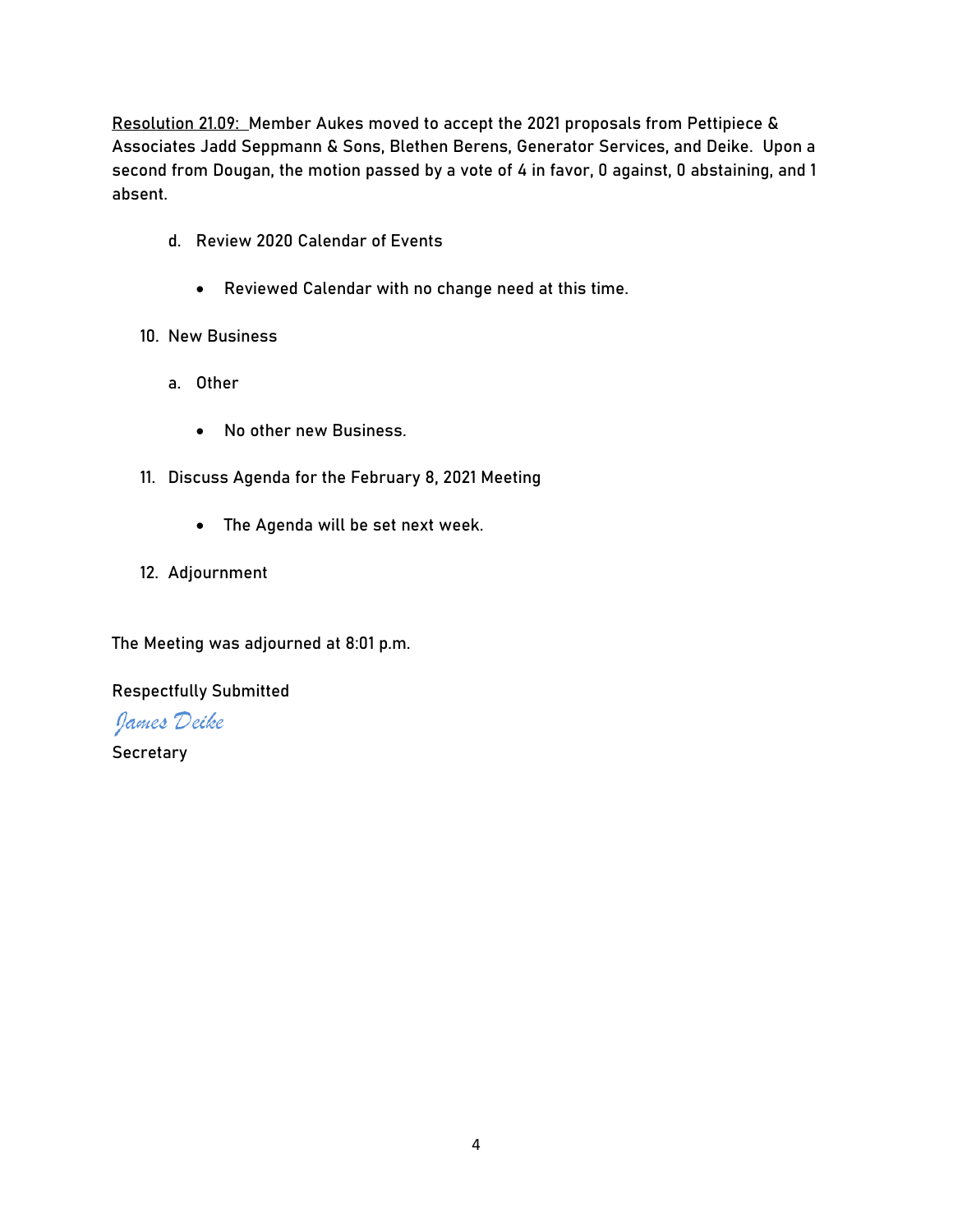Resolution 21.09: Member Aukes moved to accept the 2021 proposals from Pettipiece & Associates Jadd Seppmann & Sons, Blethen Berens, Generator Services, and Deike. Upon a second from Dougan, the motion passed by a vote of 4 in favor, 0 against, 0 abstaining, and 1 absent.

d. Review 2020 Calendar of Events

- Reviewed Calendar with no change need at this time.

10. New Business

a. Other

- No other new Business.

11. Discuss Agenda for the February 8, 2021 Meeting

- The Agenda will be set next week.

12. Adjournment

The Meeting was adjourned at 8:01 p.m.

Respectfully Submitted

*James Deike*

Secretary